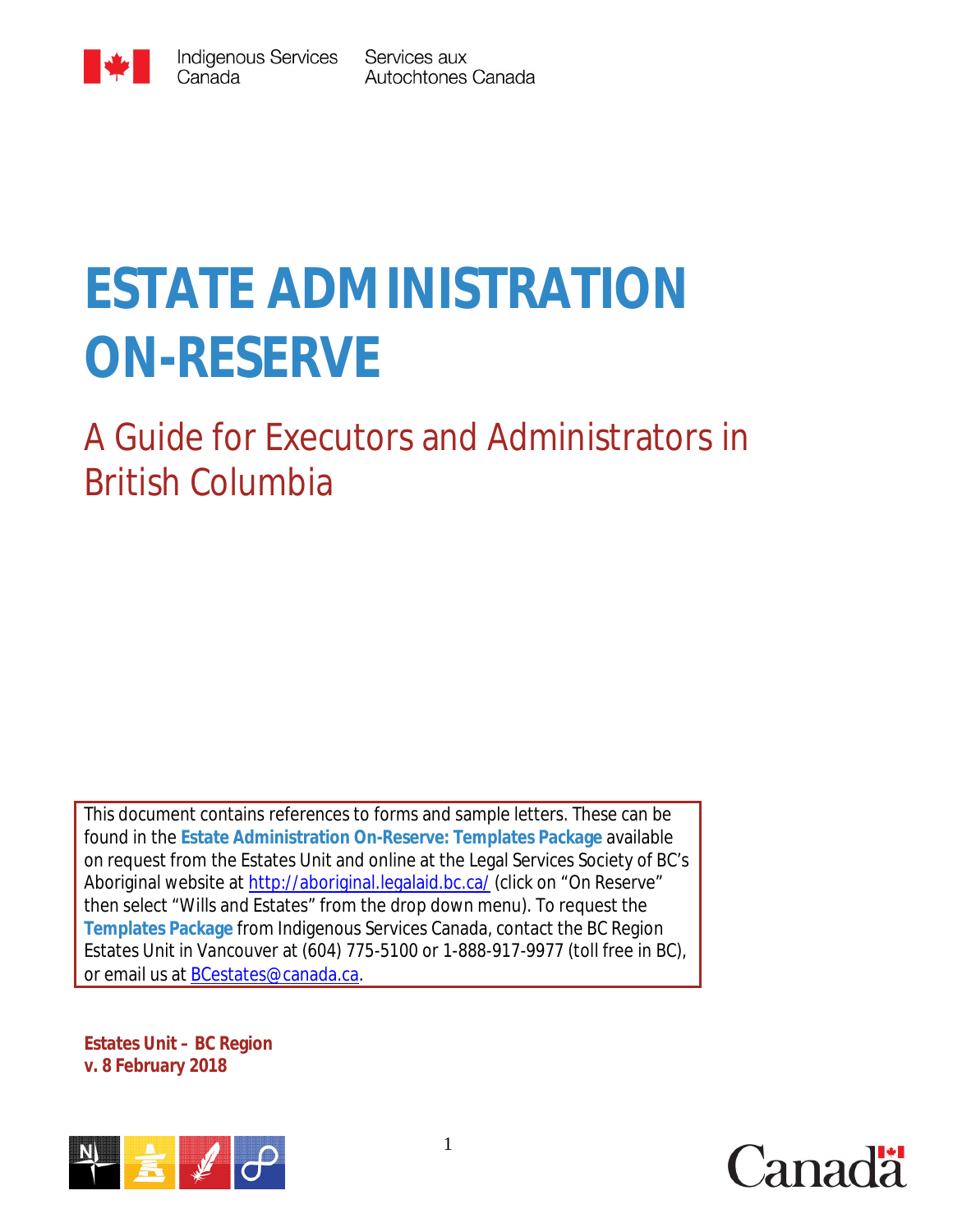Indigenous Services Canada | Services aux Autochtones Canada

# ESTATE ADMINISTRATION ON-RESERVE

## A Guide for Executors and Administrators in British Columbia

This document contains references to forms and sample letters. These can be found in the **Estate Administration On-Reserve: Templates Package** available on request from the Estates Unit and online at the Legal Services Society of BC's Aboriginal website at http://aboriginal.legalaid.bc.ca/ (click on "On Reserve" then select "Wills and Estates" from the drop down menu). To request the **Templates Package** from Indigenous Services Canada, contact the BC Region Estates Unit in Vancouver at (604) 775-5100 or 1-888-917-9977 (toll free in BC), or email us at BCestates@canada.ca.

**Estates Unit – BC Region**
**v. 8 February 2018**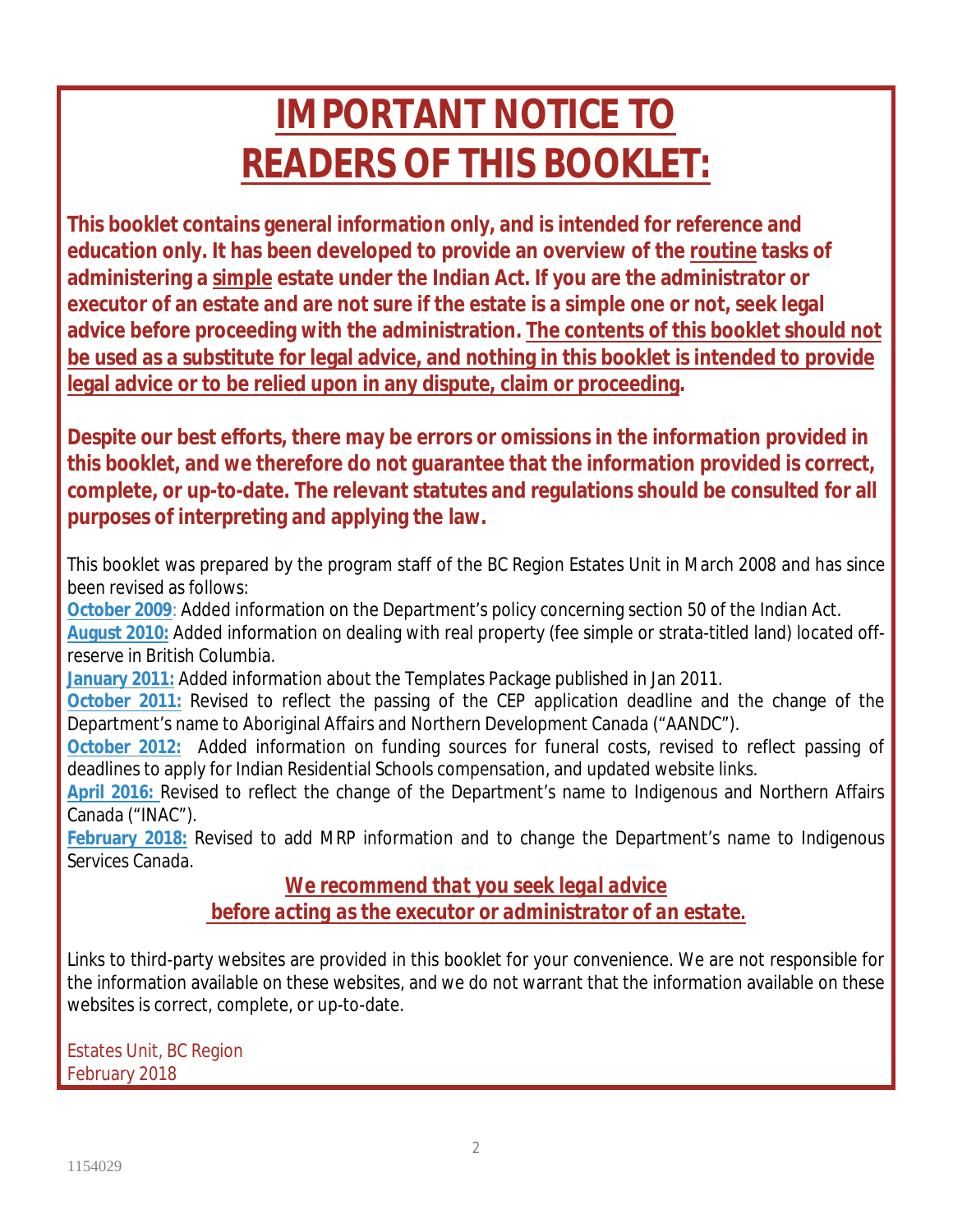# IMPORTANT NOTICE TO READERS OF THIS BOOKLET:

**This booklet contains general information only, and is intended for reference and education only. It has been developed to provide an overview of the routine tasks of administering a simple estate under the Indian Act. If you are the administrator or executor of an estate and are not sure if the estate is a simple one or not, seek legal advice before proceeding with the administration. The contents of this booklet should not be used as a substitute for legal advice, and nothing in this booklet is intended to provide legal advice or to be relied upon in any dispute, claim or proceeding.**

**Despite our best efforts, there may be errors or omissions in the information provided in this booklet, and we therefore do not guarantee that the information provided is correct, complete, or up-to-date. The relevant statutes and regulations should be consulted for all purposes of interpreting and applying the law.**

This booklet was prepared by the program staff of the BC Region Estates Unit in March 2008 and has since been revised as follows:

**October 2009**: Added information on the Department's policy concerning section 50 of the Indian Act.
**August 2010:** Added information on dealing with real property (fee simple or strata-titled land) located off-reserve in British Columbia.
**January 2011:** Added information about the Templates Package published in Jan 2011.
**October 2011:** Revised to reflect the passing of the CEP application deadline and the change of the Department's name to Aboriginal Affairs and Northern Development Canada ("AANDC").
**October 2012:** Added information on funding sources for funeral costs, revised to reflect passing of deadlines to apply for Indian Residential Schools compensation, and updated website links.
**April 2016:** Revised to reflect the change of the Department's name to Indigenous and Northern Affairs Canada ("INAC").
**February 2018:** Revised to add MRP information and to change the Department's name to Indigenous Services Canada.

***We recommend that you seek legal advice before acting as the executor or administrator of an estate.***

Links to third-party websites are provided in this booklet for your convenience. We are not responsible for the information available on these websites, and we do not warrant that the information available on these websites is correct, complete, or up-to-date.

Estates Unit, BC Region
February 2018

1154029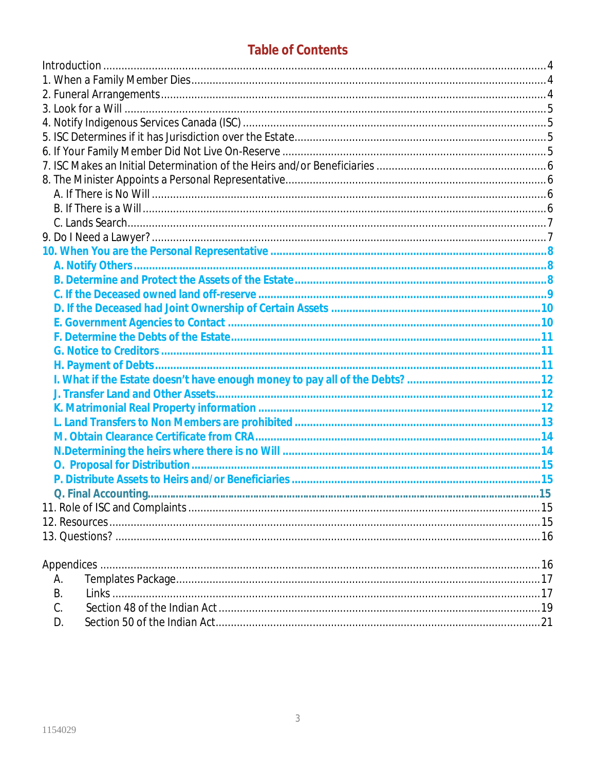# Table of Contents

| | |
|---|---|
| Introduction | 4 |
| 1. When a Family Member Dies | 4 |
| 2. Funeral Arrangements | 4 |
| 3. Look for a Will | 5 |
| 4. Notify Indigenous Services Canada (ISC) | 5 |
| 5. ISC Determines if it has Jurisdiction over the Estate | 5 |
| 6. If Your Family Member Did Not Live On-Reserve | 5 |
| 7. ISC Makes an Initial Determination of the Heirs and/or Beneficiaries | 6 |
| 8. The Minister Appoints a Personal Representative | 6 |
| A. If There is No Will | 6 |
| B. If There is a Will | 6 |
| C. Lands Search | 7 |
| 9. Do I Need a Lawyer? | 7 |
| **10. When You are the Personal Representative** | **8** |
| **A. Notify Others** | **8** |
| **B. Determine and Protect the Assets of the Estate** | **8** |
| **C. If the Deceased owned land off-reserve** | **9** |
| **D. If the Deceased had Joint Ownership of Certain Assets** | **10** |
| **E. Government Agencies to Contact** | **10** |
| **F. Determine the Debts of the Estate** | **11** |
| **G. Notice to Creditors** | **11** |
| **H. Payment of Debts** | **11** |
| **I. What if the Estate doesn't have enough money to pay all of the Debts?** | **12** |
| **J. Transfer Land and Other Assets** | **12** |
| **K. Matrimonial Real Property information** | **12** |
| **L. Land Transfers to Non Members are prohibited** | **13** |
| **M. Obtain Clearance Certificate from CRA** | **14** |
| **N.Determining the heirs where there is no Will** | **14** |
| **O. Proposal for Distribution** | **15** |
| **P. Distribute Assets to Heirs and/or Beneficiaries** | **15** |
| **Q. Final Accounting** | **15** |
| 11. Role of ISC and Complaints | 15 |
| 12. Resources | 15 |
| 13. Questions? | 16 |
| | |
| Appendices | 16 |
| A. Templates Package | 17 |
| B. Links | 17 |
| C. Section 48 of the Indian Act | 19 |
| D. Section 50 of the Indian Act | 21 |

1154029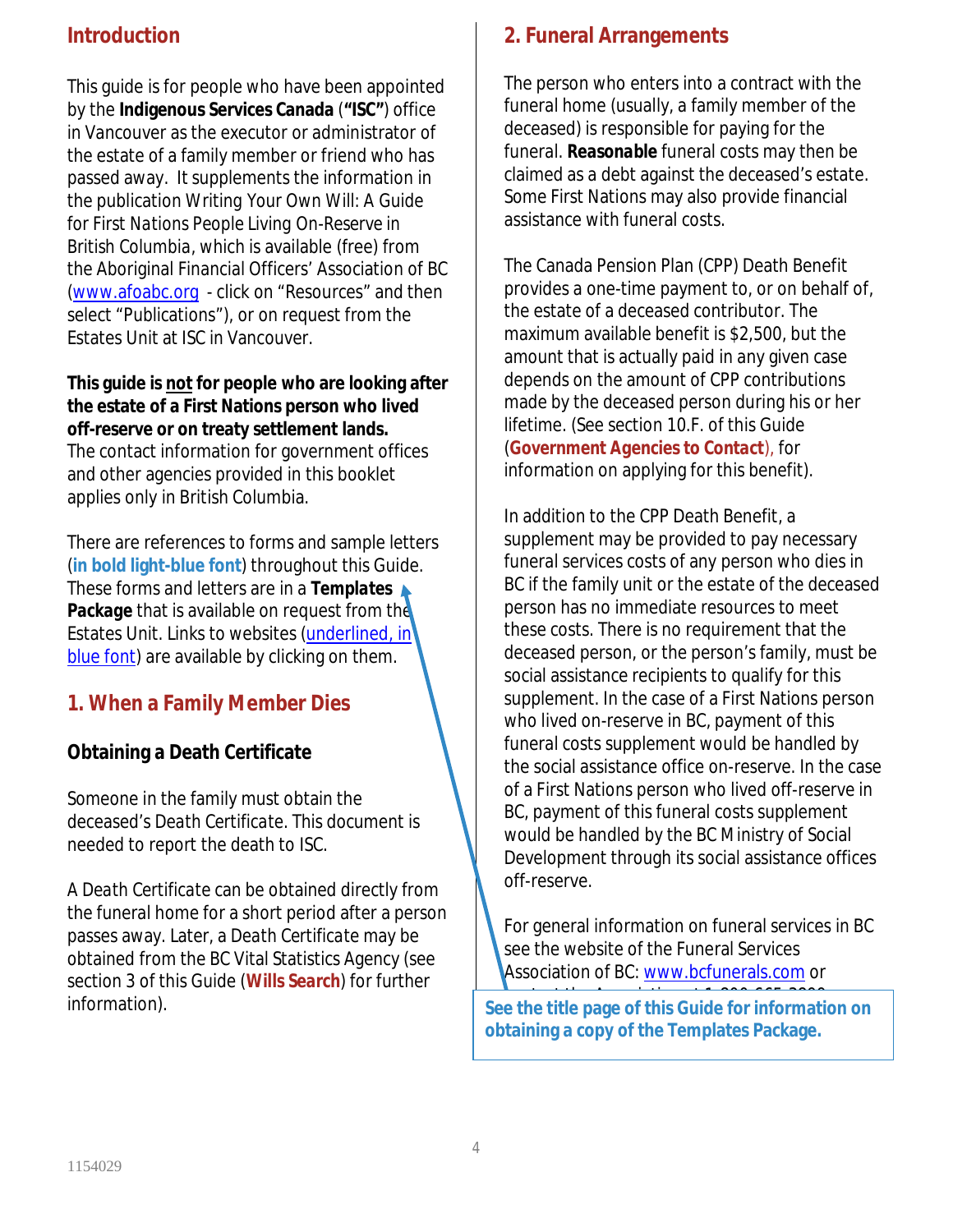## Introduction

This guide is for people who have been appointed by the **Indigenous Services Canada** (**"ISC"**) office in Vancouver as the executor or administrator of the estate of a family member or friend who has passed away. It supplements the information in the publication Writing Your Own Will: A Guide for First Nations People Living On-Reserve in British Columbia, which is available (free) from the Aboriginal Financial Officers' Association of BC (www.afoabc.org - click on "Resources" and then select "Publications"), or on request from the Estates Unit at ISC in Vancouver.

**This guide is not for people who are looking after the estate of a First Nations person who lived off-reserve or on treaty settlement lands.** The contact information for government offices and other agencies provided in this booklet applies only in British Columbia.

There are references to forms and sample letters (**in bold light-blue font**) throughout this Guide. These forms and letters are in a **Templates Package** that is available on request from the Estates Unit. Links to websites (underlined, in blue font) are available by clicking on them.

## 1. When a Family Member Dies

### Obtaining a Death Certificate

Someone in the family must obtain the deceased's Death Certificate. This document is needed to report the death to ISC.

A Death Certificate can be obtained directly from the funeral home for a short period after a person passes away. Later, a Death Certificate may be obtained from the BC Vital Statistics Agency (see section 3 of this Guide (**Wills Search**) for further information).

## 2. Funeral Arrangements

The person who enters into a contract with the funeral home (usually, a family member of the deceased) is responsible for paying for the funeral. ***Reasonable*** funeral costs may then be claimed as a debt against the deceased's estate. Some First Nations may also provide financial assistance with funeral costs.

The Canada Pension Plan (CPP) Death Benefit provides a one-time payment to, or on behalf of, the estate of a deceased contributor. The maximum available benefit is $2,500, but the amount that is actually paid in any given case depends on the amount of CPP contributions made by the deceased person during his or her lifetime. (See section 10.F. of this Guide (**Government Agencies to Contact**), for information on applying for this benefit).

In addition to the CPP Death Benefit, a supplement may be provided to pay necessary funeral services costs of any person who dies in BC if the family unit or the estate of the deceased person has no immediate resources to meet these costs. There is no requirement that the deceased person, or the person's family, must be social assistance recipients to qualify for this supplement. In the case of a First Nations person who lived on-reserve in BC, payment of this funeral costs supplement would be handled by the social assistance office on-reserve. In the case of a First Nations person who lived off-reserve in BC, payment of this funeral costs supplement would be handled by the BC Ministry of Social Development through its social assistance offices off-reserve.

For general information on funeral services in BC see the website of the Funeral Services Association of BC: www.bcfunerals.com or contact the Association at 1-800-665-3899

**See the title page of this Guide for information on obtaining a copy of the Templates Package.**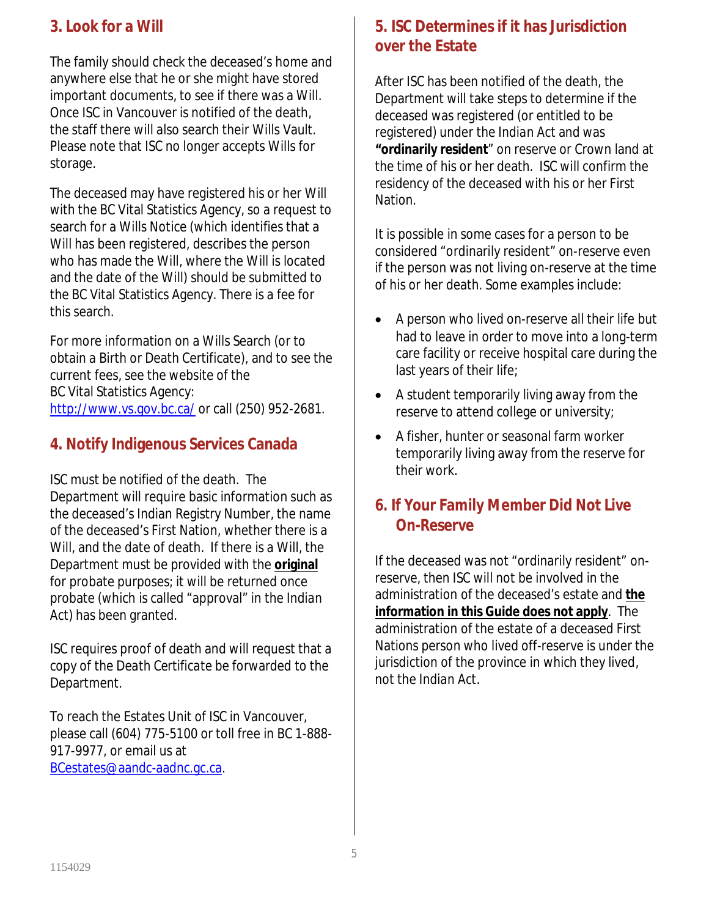## 3. Look for a Will

The family should check the deceased's home and anywhere else that he or she might have stored important documents, to see if there was a Will. Once ISC in Vancouver is notified of the death, the staff there will also search their Wills Vault. Please note that ISC no longer accepts Wills for storage.

The deceased may have registered his or her Will with the BC Vital Statistics Agency, so a request to search for a Wills Notice (which identifies that a Will has been registered, describes the person who has made the Will, where the Will is located and the date of the Will) should be submitted to the BC Vital Statistics Agency. There is a fee for this search.

For more information on a Wills Search (or to obtain a Birth or Death Certificate), and to see the current fees, see the website of the BC Vital Statistics Agency: http://www.vs.gov.bc.ca/ or call (250) 952-2681.

## 4. Notify Indigenous Services Canada

ISC must be notified of the death. The Department will require basic information such as the deceased's Indian Registry Number, the name of the deceased's First Nation, whether there is a Will, and the date of death. If there is a Will, the Department must be provided with the **original** for probate purposes; it will be returned once probate (which is called "approval" in the Indian Act) has been granted.

ISC requires proof of death and will request that a copy of the Death Certificate be forwarded to the Department.

To reach the Estates Unit of ISC in Vancouver, please call (604) 775-5100 or toll free in BC 1-888-917-9977, or email us at BCestates@aandc-aadnc.gc.ca.

## 5. ISC Determines if it has Jurisdiction over the Estate

After ISC has been notified of the death, the Department will take steps to determine if the deceased was registered (or entitled to be registered) under the Indian Act and was **"ordinarily resident"** on reserve or Crown land at the time of his or her death. ISC will confirm the residency of the deceased with his or her First Nation.

It is possible in some cases for a person to be considered "ordinarily resident" on-reserve even if the person was not living on-reserve at the time of his or her death. Some examples include:

- A person who lived on-reserve all their life but had to leave in order to move into a long-term care facility or receive hospital care during the last years of their life;
- A student temporarily living away from the reserve to attend college or university;
- A fisher, hunter or seasonal farm worker temporarily living away from the reserve for their work.

## 6. If Your Family Member Did Not Live On-Reserve

If the deceased was not "ordinarily resident" on-reserve, then ISC will not be involved in the administration of the deceased's estate and **the information in this Guide does not apply**. The administration of the estate of a deceased First Nations person who lived off-reserve is under the jurisdiction of the province in which they lived, not the Indian Act.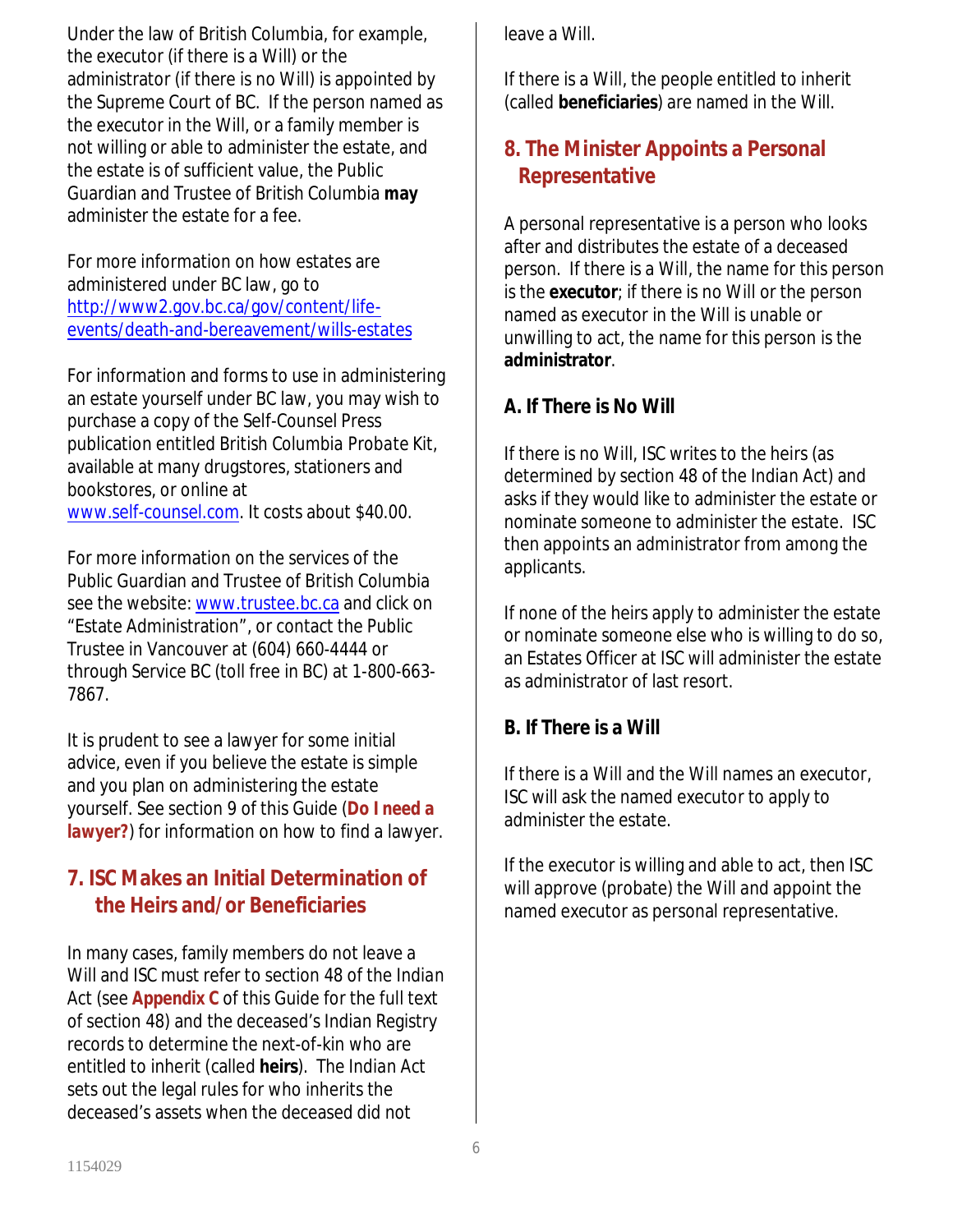Under the law of British Columbia, for example, the executor (if there is a Will) or the administrator (if there is no Will) is appointed by the Supreme Court of BC. If the person named as the executor in the Will, or a family member is not willing or able to administer the estate, and the estate is of sufficient value, the Public Guardian and Trustee of British Columbia **may** administer the estate for a fee.

For more information on how estates are administered under BC law, go to [http://www2.gov.bc.ca/gov/content/life-events/death-and-bereavement/wills-estates](http://www2.gov.bc.ca/gov/content/life-events/death-and-bereavement/wills-estates)

For information and forms to use in administering an estate yourself under BC law, you may wish to purchase a copy of the Self-Counsel Press publication entitled *British Columbia Probate Kit*, available at many drugstores, stationers and bookstores, or online at [www.self-counsel.com](http://www.self-counsel.com). It costs about $40.00.

For more information on the services of the Public Guardian and Trustee of British Columbia see the website: [www.trustee.bc.ca](http://www.trustee.bc.ca) and click on "Estate Administration", or contact the Public Trustee in Vancouver at (604) 660-4444 or through Service BC (toll free in BC) at 1-800-663-7867.

It is prudent to see a lawyer for some initial advice, even if you believe the estate is simple and you plan on administering the estate yourself. See section 9 of this Guide (**Do I need a lawyer?**) for information on how to find a lawyer.

## 7. ISC Makes an Initial Determination of the Heirs and/or Beneficiaries

In many cases, family members do not leave a Will and ISC must refer to section 48 of the *Indian Act* (see **Appendix C** of this Guide for the full text of section 48) and the deceased's Indian Registry records to determine the next-of-kin who are entitled to inherit (called **heirs**). The *Indian Act* sets out the legal rules for who inherits the deceased's assets when the deceased did not leave a Will.

If there is a Will, the people entitled to inherit (called **beneficiaries**) are named in the Will.

## 8. The Minister Appoints a Personal Representative

A personal representative is a person who looks after and distributes the estate of a deceased person. If there is a Will, the name for this person is the **executor**; if there is no Will or the person named as executor in the Will is unable or unwilling to act, the name for this person is the **administrator**.

### A. If There is No Will

If there is no Will, ISC writes to the heirs (as determined by section 48 of the *Indian Act*) and asks if they would like to administer the estate or nominate someone to administer the estate. ISC then appoints an administrator from among the applicants.

If none of the heirs apply to administer the estate or nominate someone else who is willing to do so, an Estates Officer at ISC will administer the estate as administrator of last resort.

### B. If There is a Will

If there is a Will and the Will names an executor, ISC will ask the named executor to apply to administer the estate.

If the executor is willing and able to act, then ISC will approve (probate) the Will and appoint the named executor as personal representative.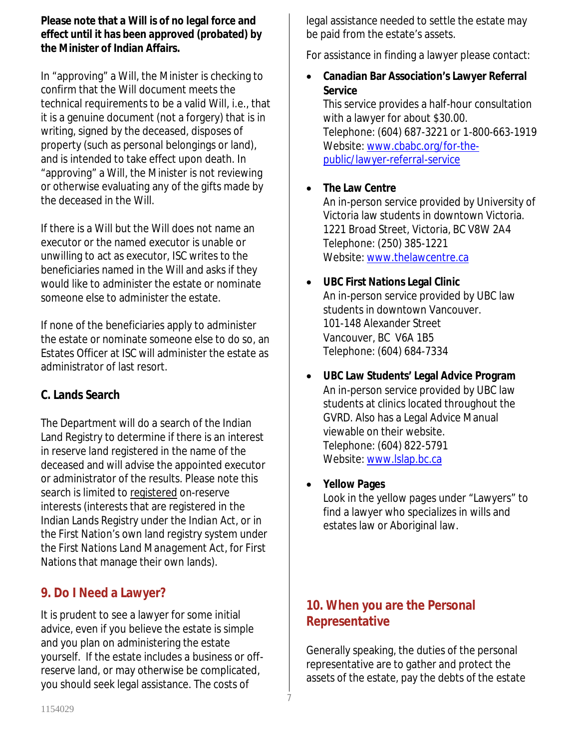**Please note that a Will is of no legal force and effect until it has been approved (probated) by the Minister of Indian Affairs.**

In "approving" a Will, the Minister is checking to confirm that the Will document meets the technical requirements to be a valid Will, i.e., that it is a genuine document (not a forgery) that is in writing, signed by the deceased, disposes of property (such as personal belongings or land), and is intended to take effect upon death. In "approving" a Will, the Minister is not reviewing or otherwise evaluating any of the gifts made by the deceased in the Will.

If there is a Will but the Will does not name an executor or the named executor is unable or unwilling to act as executor, ISC writes to the beneficiaries named in the Will and asks if they would like to administer the estate or nominate someone else to administer the estate.

If none of the beneficiaries apply to administer the estate or nominate someone else to do so, an Estates Officer at ISC will administer the estate as administrator of last resort.

### C. Lands Search

The Department will do a search of the Indian Land Registry to determine if there is an interest in reserve land registered in the name of the deceased and will advise the appointed executor or administrator of the results. Please note this search is limited to registered on-reserve interests (interests that are registered in the Indian Lands Registry under the Indian Act, or in the First Nation's own land registry system under the *First Nations Land Management Act*, for First Nations that manage their own lands).

## 9. Do I Need a Lawyer?

It is prudent to see a lawyer for some initial advice, even if you believe the estate is simple and you plan on administering the estate yourself. If the estate includes a business or off-reserve land, or may otherwise be complicated, you should seek legal assistance. The costs of legal assistance needed to settle the estate may be paid from the estate's assets.

For assistance in finding a lawyer please contact:

- **Canadian Bar Association's Lawyer Referral Service**
  This service provides a half-hour consultation with a lawyer for about $30.00.
  Telephone: (604) 687-3221 or 1-800-663-1919
  Website: www.cbabc.org/for-the-public/lawyer-referral-service

- **The Law Centre**
  An in-person service provided by University of Victoria law students in downtown Victoria.
  1221 Broad Street, Victoria, BC V8W 2A4
  Telephone: (250) 385-1221
  Website: www.thelawcentre.ca

- **UBC First Nations Legal Clinic**
  An in-person service provided by UBC law students in downtown Vancouver.
  101-148 Alexander Street
  Vancouver, BC V6A 1B5
  Telephone: (604) 684-7334

- **UBC Law Students' Legal Advice Program**
  An in-person service provided by UBC law students at clinics located throughout the GVRD. Also has a Legal Advice Manual viewable on their website.
  Telephone: (604) 822-5791
  Website: www.lslap.bc.ca

- **Yellow Pages**
  Look in the yellow pages under "Lawyers" to find a lawyer who specializes in wills and estates law or Aboriginal law.

## 10. When you are the Personal Representative

Generally speaking, the duties of the personal representative are to gather and protect the assets of the estate, pay the debts of the estate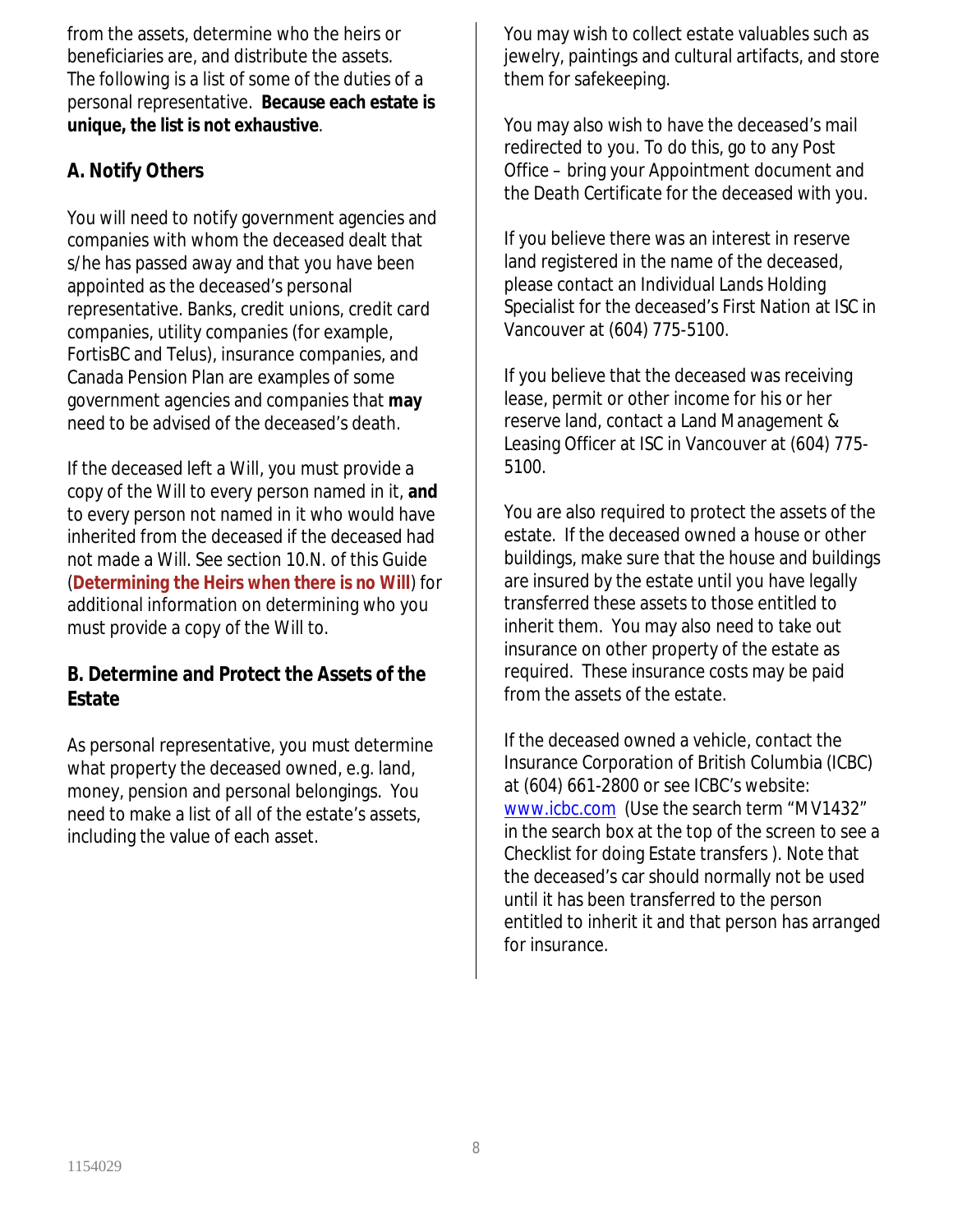from the assets, determine who the heirs or beneficiaries are, and distribute the assets. The following is a list of some of the duties of a personal representative. **Because each estate is unique, the list is not exhaustive**.

### A. Notify Others

You will need to notify government agencies and companies with whom the deceased dealt that s/he has passed away and that you have been appointed as the deceased's personal representative. Banks, credit unions, credit card companies, utility companies (for example, FortisBC and Telus), insurance companies, and Canada Pension Plan are examples of some government agencies and companies that **may** need to be advised of the deceased's death.

If the deceased left a Will, you must provide a copy of the Will to every person named in it, **and** to every person not named in it who would have inherited from the deceased if the deceased had not made a Will. See section 10.N. of this Guide (**Determining the Heirs when there is no Will**) for additional information on determining who you must provide a copy of the Will to.

### B. Determine and Protect the Assets of the Estate

As personal representative, you must determine what property the deceased owned, e.g. land, money, pension and personal belongings. You need to make a list of all of the estate's assets, including the value of each asset.

You may wish to collect estate valuables such as jewelry, paintings and cultural artifacts, and store them for safekeeping.

You may also wish to have the deceased's mail redirected to you. To do this, go to any Post Office – bring your Appointment document and the Death Certificate for the deceased with you.

If you believe there was an interest in reserve land registered in the name of the deceased, please contact an Individual Lands Holding Specialist for the deceased's First Nation at ISC in Vancouver at (604) 775-5100.

If you believe that the deceased was receiving lease, permit or other income for his or her reserve land, contact a Land Management & Leasing Officer at ISC in Vancouver at (604) 775-5100.

You are also required to protect the assets of the estate. If the deceased owned a house or other buildings, make sure that the house and buildings are insured by the estate until you have legally transferred these assets to those entitled to inherit them. You may also need to take out insurance on other property of the estate as required. These insurance costs may be paid from the assets of the estate.

If the deceased owned a vehicle, contact the Insurance Corporation of British Columbia (ICBC) at (604) 661-2800 or see ICBC's website: www.icbc.com (Use the search term "MV1432" in the search box at the top of the screen to see a Checklist for doing Estate transfers ). Note that the deceased's car should normally not be used until it has been transferred to the person entitled to inherit it and that person has arranged for insurance.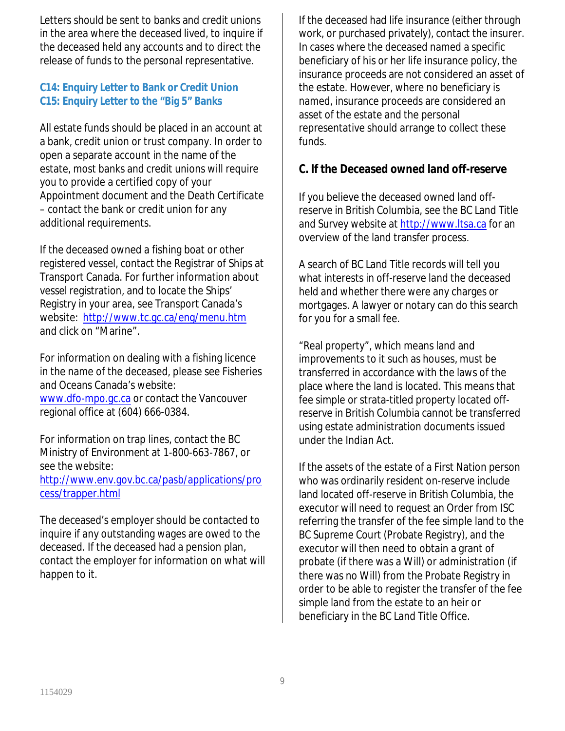Letters should be sent to banks and credit unions in the area where the deceased lived, to inquire if the deceased held any accounts and to direct the release of funds to the personal representative.

**C14: Enquiry Letter to Bank or Credit Union**
**C15: Enquiry Letter to the "Big 5" Banks**

All estate funds should be placed in an account at a bank, credit union or trust company. In order to open a separate account in the name of the estate, most banks and credit unions will require you to provide a certified copy of your Appointment document and the Death Certificate – contact the bank or credit union for any additional requirements.

If the deceased owned a fishing boat or other registered vessel, contact the Registrar of Ships at Transport Canada. For further information about vessel registration, and to locate the Ships' Registry in your area, see Transport Canada's website: [http://www.tc.gc.ca/eng/menu.htm](http://www.tc.gc.ca/eng/menu.htm) and click on "Marine".

For information on dealing with a fishing licence in the name of the deceased, please see Fisheries and Oceans Canada's website: [www.dfo-mpo.gc.ca](http://www.dfo-mpo.gc.ca) or contact the Vancouver regional office at (604) 666-0384.

For information on trap lines, contact the BC Ministry of Environment at 1-800-663-7867, or see the website: [http://www.env.gov.bc.ca/pasb/applications/process/trapper.html](http://www.env.gov.bc.ca/pasb/applications/process/trapper.html)

The deceased's employer should be contacted to inquire if any outstanding wages are owed to the deceased. If the deceased had a pension plan, contact the employer for information on what will happen to it.

If the deceased had life insurance (either through work, or purchased privately), contact the insurer. In cases where the deceased named a specific beneficiary of his or her life insurance policy, the insurance proceeds are not considered an asset of the estate. However, where no beneficiary is named, insurance proceeds are considered an asset of the estate and the personal representative should arrange to collect these funds.

### C. If the Deceased owned land off-reserve

If you believe the deceased owned land off-reserve in British Columbia, see the BC Land Title and Survey website at [http://www.ltsa.ca](http://www.ltsa.ca) for an overview of the land transfer process.

A search of BC Land Title records will tell you what interests in off-reserve land the deceased held and whether there were any charges or mortgages. A lawyer or notary can do this search for you for a small fee.

"Real property", which means land and improvements to it such as houses, must be transferred in accordance with the laws of the place where the land is located. This means that fee simple or strata-titled property located off-reserve in British Columbia cannot be transferred using estate administration documents issued under the Indian Act.

If the assets of the estate of a First Nation person who was ordinarily resident on-reserve include land located off-reserve in British Columbia, the executor will need to request an Order from ISC referring the transfer of the fee simple land to the BC Supreme Court (Probate Registry), and the executor will then need to obtain a grant of probate (if there was a Will) or administration (if there was no Will) from the Probate Registry in order to be able to register the transfer of the fee simple land from the estate to an heir or beneficiary in the BC Land Title Office.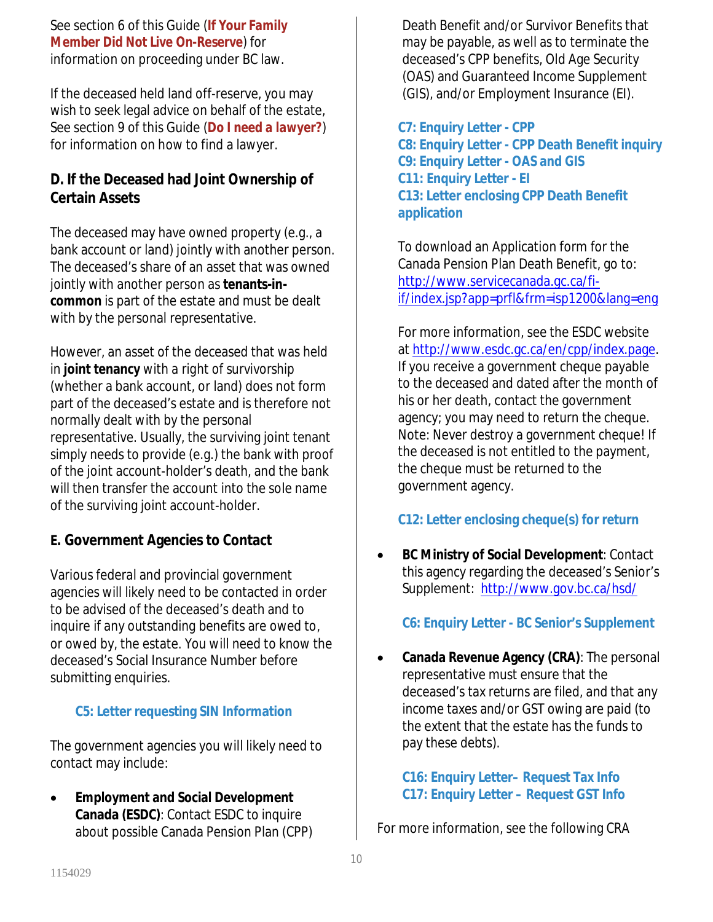See section 6 of this Guide (**If Your Family Member Did Not Live On-Reserve**) for information on proceeding under BC law.

If the deceased held land off-reserve, you may wish to seek legal advice on behalf of the estate, See section 9 of this Guide (**Do I need a lawyer?**) for information on how to find a lawyer.

### D. If the Deceased had Joint Ownership of Certain Assets

The deceased may have owned property (e.g., a bank account or land) jointly with another person. The deceased's share of an asset that was owned jointly with another person as **tenants-in-common** is part of the estate and must be dealt with by the personal representative.

However, an asset of the deceased that was held in **joint tenancy** with a right of survivorship (whether a bank account, or land) does not form part of the deceased's estate and is therefore not normally dealt with by the personal representative. Usually, the surviving joint tenant simply needs to provide (e.g.) the bank with proof of the joint account-holder's death, and the bank will then transfer the account into the sole name of the surviving joint account-holder.

### E. Government Agencies to Contact

Various federal and provincial government agencies will likely need to be contacted in order to be advised of the deceased's death and to inquire if any outstanding benefits are owed to, or owed by, the estate. You will need to know the deceased's Social Insurance Number before submitting enquiries.

**C5: Letter requesting SIN Information**

The government agencies you will likely need to contact may include:

- **Employment and Social Development Canada (ESDC)**: Contact ESDC to inquire about possible Canada Pension Plan (CPP) Death Benefit and/or Survivor Benefits that may be payable, as well as to terminate the deceased's CPP benefits, Old Age Security (OAS) and Guaranteed Income Supplement (GIS), and/or Employment Insurance (EI).

  **C7: Enquiry Letter - CPP**
  **C8: Enquiry Letter - CPP Death Benefit inquiry**
  **C9: Enquiry Letter - OAS and GIS**
  **C11: Enquiry Letter - EI**
  **C13: Letter enclosing CPP Death Benefit application**

  To download an Application form for the Canada Pension Plan Death Benefit, go to: http://www.servicecanada.gc.ca/fi-if/index.jsp?app=prfl&frm=isp1200&lang=eng

  For more information, see the ESDC website at http://www.esdc.gc.ca/en/cpp/index.page. If you receive a government cheque payable to the deceased and dated after the month of his or her death, contact the government agency; you may need to return the cheque. Note: Never destroy a government cheque! If the deceased is not entitled to the payment, the cheque must be returned to the government agency.

  **C12: Letter enclosing cheque(s) for return**

- **BC Ministry of Social Development**: Contact this agency regarding the deceased's Senior's Supplement: http://www.gov.bc.ca/hsd/

  **C6: Enquiry Letter - BC Senior's Supplement**

- **Canada Revenue Agency (CRA)**: The personal representative must ensure that the deceased's tax returns are filed, and that any income taxes and/or GST owing are paid (to the extent that the estate has the funds to pay these debts).

  **C16: Enquiry Letter– Request Tax Info**
  **C17: Enquiry Letter – Request GST Info**

For more information, see the following CRA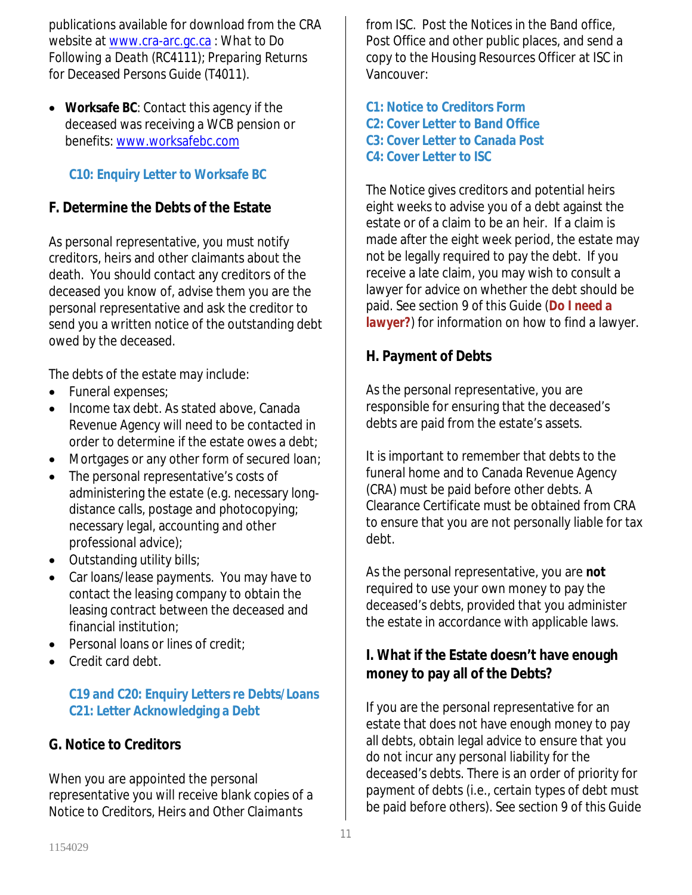publications available for download from the CRA website at www.cra-arc.gc.ca : *What to Do Following a Death* (RC4111); *Preparing Returns for Deceased Persons Guide* (T4011).

- **Worksafe BC**: Contact this agency if the deceased was receiving a WCB pension or benefits: www.worksafebc.com

  **C10: Enquiry Letter to Worksafe BC**

### F. Determine the Debts of the Estate

As personal representative, you must notify creditors, heirs and other claimants about the death. You should contact any creditors of the deceased you know of, advise them you are the personal representative and ask the creditor to send you a written notice of the outstanding debt owed by the deceased.

The debts of the estate may include:

- Funeral expenses;
- Income tax debt. As stated above, Canada Revenue Agency will need to be contacted in order to determine if the estate owes a debt;
- Mortgages or any other form of secured loan;
- The personal representative's costs of administering the estate (e.g. necessary long-distance calls, postage and photocopying; necessary legal, accounting and other professional advice);
- Outstanding utility bills;
- Car loans/lease payments. You may have to contact the leasing company to obtain the leasing contract between the deceased and financial institution;
- Personal loans or lines of credit;
- Credit card debt.

**C19 and C20: Enquiry Letters re Debts/Loans**
**C21: Letter Acknowledging a Debt**

### G. Notice to Creditors

When you are appointed the personal representative you will receive blank copies of a *Notice to Creditors, Heirs and Other Claimants* from ISC. Post the Notices in the Band office, Post Office and other public places, and send a copy to the Housing Resources Officer at ISC in Vancouver:

**C1: Notice to Creditors Form**
**C2: Cover Letter to Band Office**
**C3: Cover Letter to Canada Post**
**C4: Cover Letter to ISC**

The Notice gives creditors and potential heirs eight weeks to advise you of a debt against the estate or of a claim to be an heir. If a claim is made after the eight week period, the estate may not be legally required to pay the debt. If you receive a late claim, you may wish to consult a lawyer for advice on whether the debt should be paid. See section 9 of this Guide (**Do I need a lawyer?**) for information on how to find a lawyer.

### H. Payment of Debts

As the personal representative, you are responsible for ensuring that the deceased's debts are paid from the estate's assets.

It is important to remember that debts to the funeral home and to Canada Revenue Agency (CRA) must be paid before other debts. A Clearance Certificate must be obtained from CRA to ensure that you are not personally liable for tax debt.

As the personal representative, you are **not** required to use your own money to pay the deceased's debts, provided that you administer the estate in accordance with applicable laws.

### I. What if the Estate doesn't have enough money to pay all of the Debts?

If you are the personal representative for an estate that does not have enough money to pay all debts, obtain legal advice to ensure that you do not incur any personal liability for the deceased's debts. There is an order of priority for payment of debts (i.e., certain types of debt must be paid before others). See section 9 of this Guide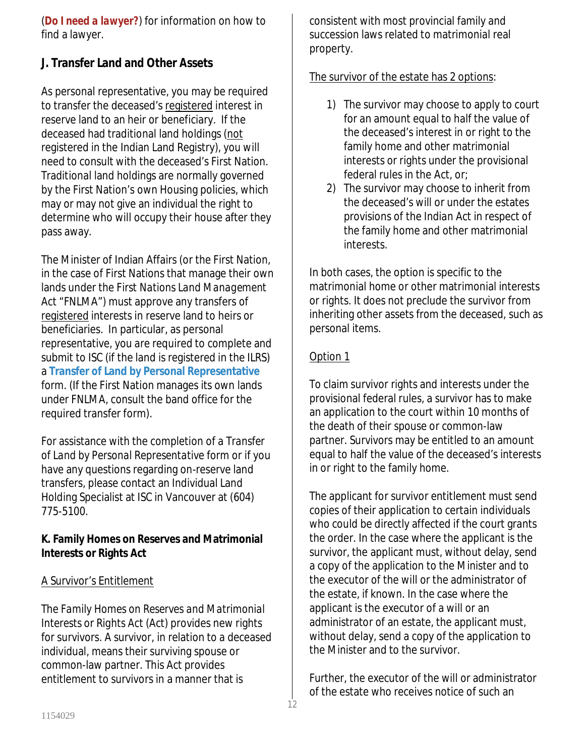(**Do I need a lawyer?**) for information on how to find a lawyer.

**J. Transfer Land and Other Assets**

As personal representative, you may be required to transfer the deceased's registered interest in reserve land to an heir or beneficiary. If the deceased had traditional land holdings (not registered in the Indian Land Registry), you will need to consult with the deceased's First Nation. Traditional land holdings are normally governed by the First Nation's own Housing policies, which may or may not give an individual the right to determine who will occupy their house after they pass away.

The Minister of Indian Affairs (or the First Nation, in the case of First Nations that manage their own lands under the *First Nations Land Management Act* "FNLMA") must approve any transfers of registered interests in reserve land to heirs or beneficiaries. In particular, as personal representative, you are required to complete and submit to ISC (if the land is registered in the ILRS) a **Transfer of Land by Personal Representative** form. (If the First Nation manages its own lands under FNLMA, consult the band office for the required transfer form).

For assistance with the completion of a *Transfer of Land by Personal Representative* form or if you have any questions regarding on-reserve land transfers, please contact an Individual Land Holding Specialist at ISC in Vancouver at (604) 775-5100.

**K. Family Homes on Reserves and Matrimonial Interests or Rights Act**

A Survivor's Entitlement

The *Family Homes on Reserves and Matrimonial Interests or Rights Act* (Act) provides new rights for survivors. A survivor, in relation to a deceased individual, means their surviving spouse or common-law partner. This Act provides entitlement to survivors in a manner that is consistent with most provincial family and succession laws related to matrimonial real property.

The survivor of the estate has 2 options:

1) The survivor may choose to apply to court for an amount equal to half the value of the deceased's interest in or right to the family home and other matrimonial interests or rights under the provisional federal rules in the Act, or;
2) The survivor may choose to inherit from the deceased's will or under the estates provisions of the Indian Act in respect of the family home and other matrimonial interests.

In both cases, the option is specific to the matrimonial home or other matrimonial interests or rights. It does not preclude the survivor from inheriting other assets from the deceased, such as personal items.

Option 1

To claim survivor rights and interests under the provisional federal rules, a survivor has to make an application to the court within 10 months of the death of their spouse or common-law partner. Survivors may be entitled to an amount equal to half the value of the deceased's interests in or right to the family home.

The applicant for survivor entitlement must send copies of their application to certain individuals who could be directly affected if the court grants the order. In the case where the applicant is the survivor, the applicant must, without delay, send a copy of the application to the Minister and to the executor of the will or the administrator of the estate, if known. In the case where the applicant is the executor of a will or an administrator of an estate, the applicant must, without delay, send a copy of the application to the Minister and to the survivor.

Further, the executor of the will or administrator of the estate who receives notice of such an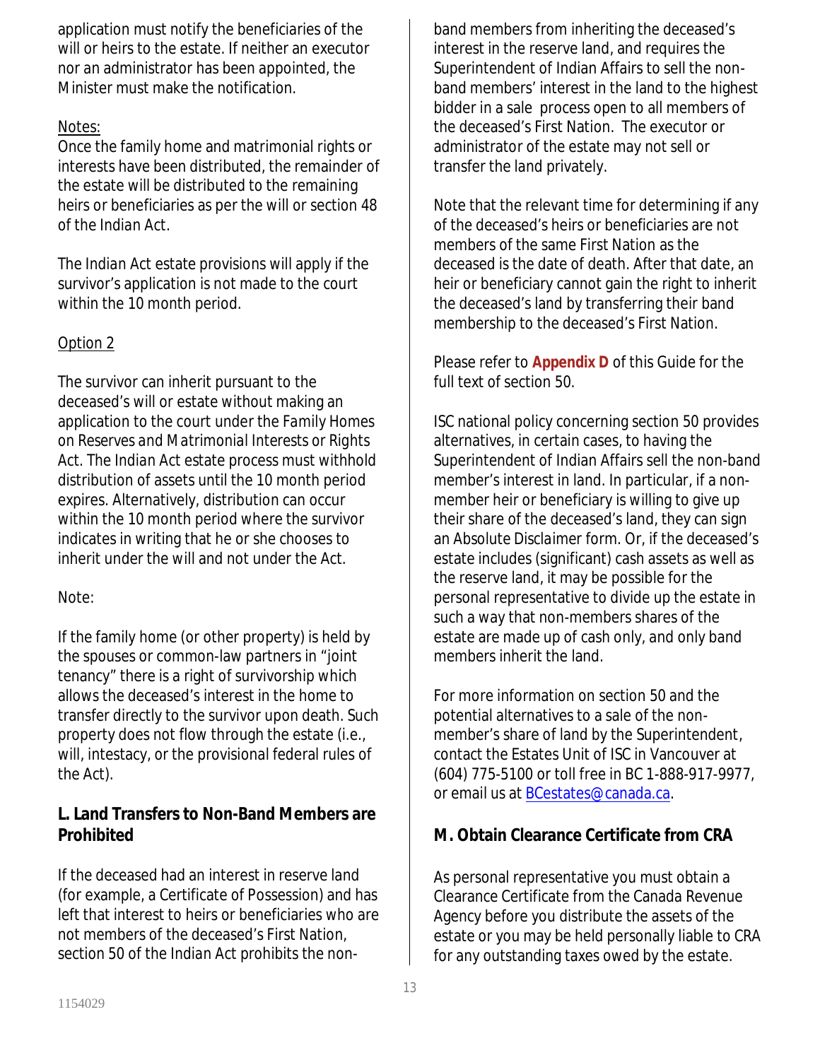application must notify the beneficiaries of the will or heirs to the estate. If neither an executor nor an administrator has been appointed, the Minister must make the notification.

Notes:

Once the family home and matrimonial rights or interests have been distributed, the remainder of the estate will be distributed to the remaining heirs or beneficiaries as per the will or section 48 of the Indian Act.

The Indian Act estate provisions will apply if the survivor's application is not made to the court within the 10 month period.

Option 2

The survivor can inherit pursuant to the deceased's will or estate without making an application to the court under the *Family Homes on Reserves and Matrimonial Interests or Rights Act*. The Indian Act estate process must withhold distribution of assets until the 10 month period expires. Alternatively, distribution can occur within the 10 month period where the survivor indicates in writing that he or she chooses to inherit under the will and not under the Act.

Note:

If the family home (or other property) is held by the spouses or common-law partners in "joint tenancy" there is a right of survivorship which allows the deceased's interest in the home to transfer directly to the survivor upon death. Such property does not flow through the estate (i.e., will, intestacy, or the provisional federal rules of the Act).

### L. Land Transfers to Non-Band Members are Prohibited

If the deceased had an interest in reserve land (for example, a Certificate of Possession) and has left that interest to heirs or beneficiaries who are not members of the deceased's First Nation, section 50 of the Indian Act prohibits the non-band members from inheriting the deceased's interest in the reserve land, and requires the Superintendent of Indian Affairs to sell the non-band members' interest in the land to the highest bidder in a sale process open to all members of the deceased's First Nation. The executor or administrator of the estate may not sell or transfer the land privately.

Note that the relevant time for determining if any of the deceased's heirs or beneficiaries are not members of the same First Nation as the deceased is the date of death. After that date, an heir or beneficiary cannot gain the right to inherit the deceased's land by transferring their band membership to the deceased's First Nation.

Please refer to **Appendix D** of this Guide for the full text of section 50.

ISC national policy concerning section 50 provides alternatives, in certain cases, to having the Superintendent of Indian Affairs sell the non-band member's interest in land. In particular, if a non-member heir or beneficiary is willing to give up their share of the deceased's land, they can sign an Absolute Disclaimer form. Or, if the deceased's estate includes (significant) cash assets as well as the reserve land, it may be possible for the personal representative to divide up the estate in such a way that non-members shares of the estate are made up of cash only, and only band members inherit the land.

For more information on section 50 and the potential alternatives to a sale of the non-member's share of land by the Superintendent, contact the Estates Unit of ISC in Vancouver at (604) 775-5100 or toll free in BC 1-888-917-9977, or email us at BCestates@canada.ca.

### M. Obtain Clearance Certificate from CRA

As personal representative you must obtain a Clearance Certificate from the Canada Revenue Agency before you distribute the assets of the estate or you may be held personally liable to CRA for any outstanding taxes owed by the estate.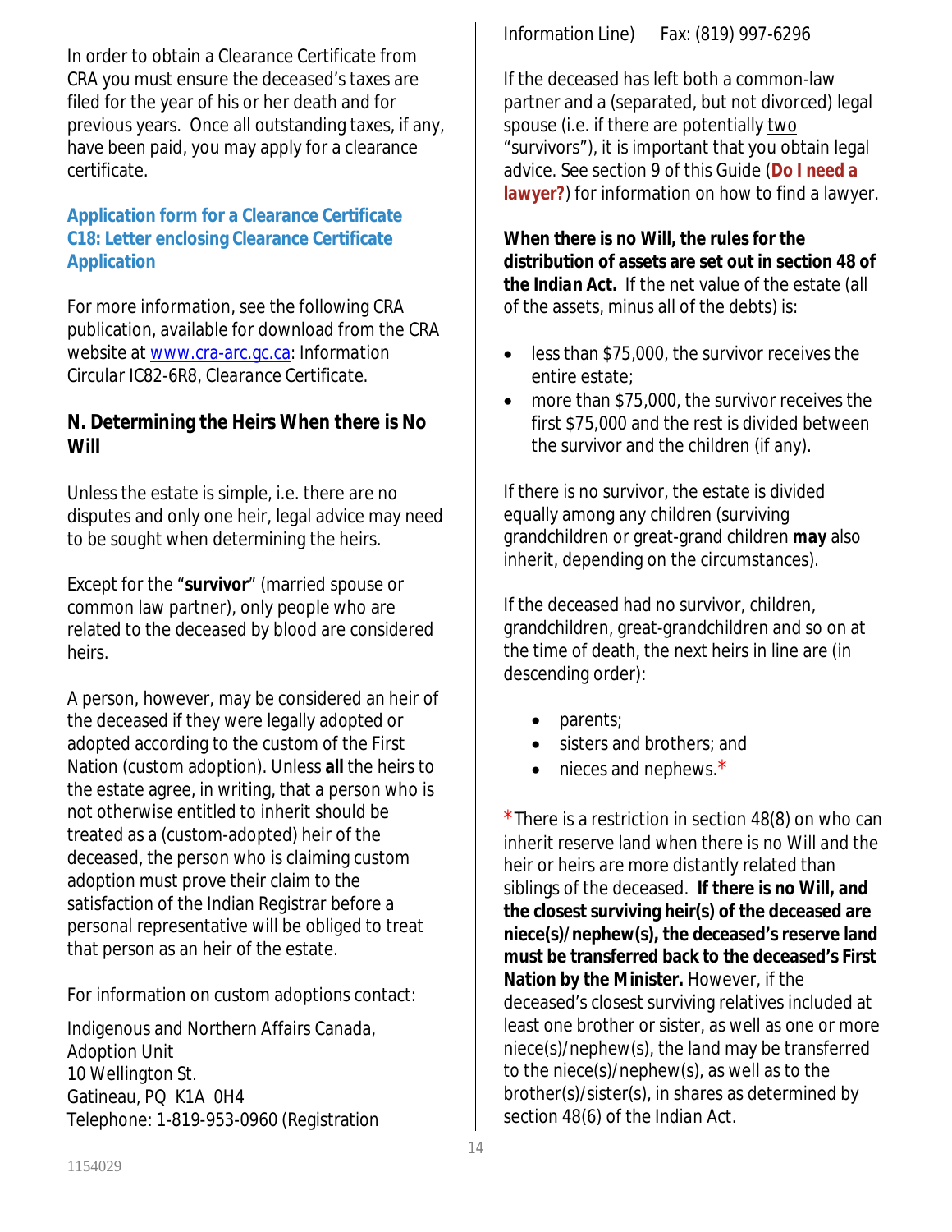In order to obtain a Clearance Certificate from CRA you must ensure the deceased's taxes are filed for the year of his or her death and for previous years. Once all outstanding taxes, if any, have been paid, you may apply for a clearance certificate.

**Application form for a Clearance Certificate**
**C18: Letter enclosing Clearance Certificate Application**

For more information, see the following CRA publication, available for download from the CRA website at www.cra-arc.gc.ca: Information Circular IC82-6R8, Clearance Certificate.

### N. Determining the Heirs When there is No Will

Unless the estate is simple, i.e. there are no disputes and only one heir, legal advice may need to be sought when determining the heirs.

Except for the "**survivor**" (married spouse or common law partner), only people who are related to the deceased by blood are considered heirs.

A person, however, may be considered an heir of the deceased if they were legally adopted or adopted according to the custom of the First Nation (custom adoption). Unless **all** the heirs to the estate agree, in writing, that a person who is not otherwise entitled to inherit should be treated as a (custom-adopted) heir of the deceased, the person who is claiming custom adoption must prove their claim to the satisfaction of the Indian Registrar before a personal representative will be obliged to treat that person as an heir of the estate.

For information on custom adoptions contact:

Indigenous and Northern Affairs Canada,
Adoption Unit
10 Wellington St.
Gatineau, PQ K1A 0H4
Telephone: 1-819-953-0960 (Registration Information Line) Fax: (819) 997-6296

If the deceased has left both a common-law partner and a (separated, but not divorced) legal spouse (i.e. if there are potentially two "survivors"), it is important that you obtain legal advice. See section 9 of this Guide (**Do I need a lawyer?**) for information on how to find a lawyer.

**When there is no Will, the rules for the distribution of assets are set out in section 48 of the Indian Act.** If the net value of the estate (all of the assets, minus all of the debts) is:

- less than $75,000, the survivor receives the entire estate;
- more than $75,000, the survivor receives the first $75,000 and the rest is divided between the survivor and the children (if any).

If there is no survivor, the estate is divided equally among any children (surviving grandchildren or great-grand children **may** also inherit, depending on the circumstances).

If the deceased had no survivor, children, grandchildren, great-grandchildren and so on at the time of death, the next heirs in line are (in descending order):

- parents;
- sisters and brothers; and
- nieces and nephews.*

*There is a restriction in section 48(8) on who can inherit reserve land when there is no Will and the heir or heirs are more distantly related than siblings of the deceased. **If there is no Will, and the closest surviving heir(s) of the deceased are niece(s)/nephew(s), the deceased's reserve land must be transferred back to the deceased's First Nation by the Minister.** However, if the deceased's closest surviving relatives included at least one brother or sister, as well as one or more niece(s)/nephew(s), the land may be transferred to the niece(s)/nephew(s), as well as to the brother(s)/sister(s), in shares as determined by section 48(6) of the Indian Act.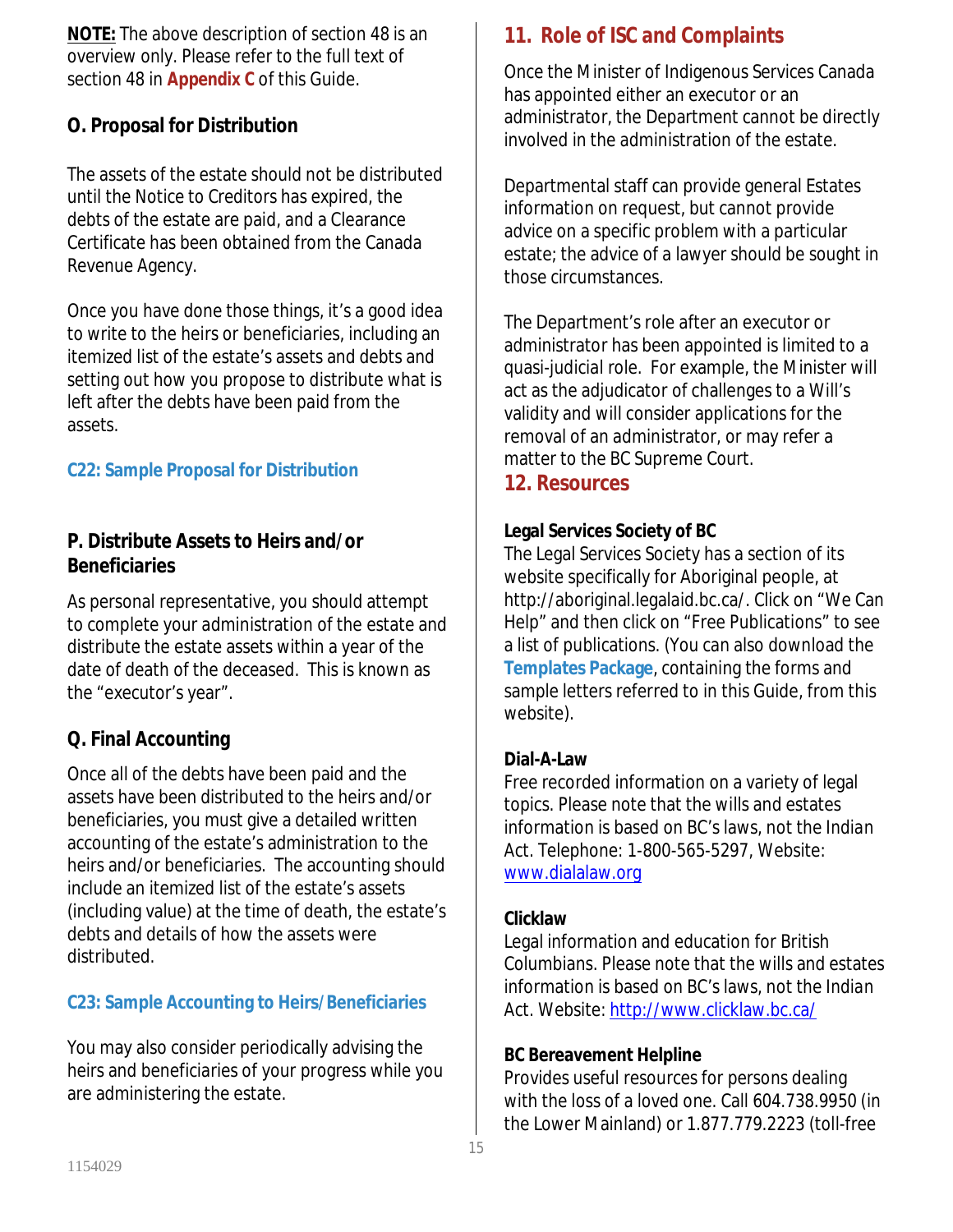**NOTE:** The above description of section 48 is an overview only. Please refer to the full text of section 48 in **Appendix C** of this Guide.

### O. Proposal for Distribution

The assets of the estate should not be distributed until the Notice to Creditors has expired, the debts of the estate are paid, and a Clearance Certificate has been obtained from the Canada Revenue Agency.

Once you have done those things, it's a good idea to write to the heirs or beneficiaries, including an itemized list of the estate's assets and debts and setting out how you propose to distribute what is left after the debts have been paid from the assets.

**C22: Sample Proposal for Distribution**

### P. Distribute Assets to Heirs and/or Beneficiaries

As personal representative, you should attempt to complete your administration of the estate and distribute the estate assets within a year of the date of death of the deceased. This is known as the "executor's year".

### Q. Final Accounting

Once all of the debts have been paid and the assets have been distributed to the heirs and/or beneficiaries, you must give a detailed written accounting of the estate's administration to the heirs and/or beneficiaries. The accounting should include an itemized list of the estate's assets (including value) at the time of death, the estate's debts and details of how the assets were distributed.

**C23: Sample Accounting to Heirs/Beneficiaries**

You may also consider periodically advising the heirs and beneficiaries of your progress while you are administering the estate.

## 11. Role of ISC and Complaints

Once the Minister of Indigenous Services Canada has appointed either an executor or an administrator, the Department cannot be directly involved in the administration of the estate.

Departmental staff can provide general Estates information on request, but cannot provide advice on a specific problem with a particular estate; the advice of a lawyer should be sought in those circumstances.

The Department's role after an executor or administrator has been appointed is limited to a quasi-judicial role. For example, the Minister will act as the adjudicator of challenges to a Will's validity and will consider applications for the removal of an administrator, or may refer a matter to the BC Supreme Court.

## 12. Resources

**Legal Services Society of BC**
The Legal Services Society has a section of its website specifically for Aboriginal people, at http://aboriginal.legalaid.bc.ca/. Click on "We Can Help" and then click on "Free Publications" to see a list of publications. (You can also download the **Templates Package**, containing the forms and sample letters referred to in this Guide, from this website).

**Dial-A-Law**
Free recorded information on a variety of legal topics. Please note that the wills and estates information is based on BC's laws, not the Indian Act. Telephone: 1-800-565-5297, Website: www.dialalaw.org

**Clicklaw**
Legal information and education for British Columbians. Please note that the wills and estates information is based on BC's laws, not the Indian Act. Website: http://www.clicklaw.bc.ca/

**BC Bereavement Helpline**
Provides useful resources for persons dealing with the loss of a loved one. Call 604.738.9950 (in the Lower Mainland) or 1.877.779.2223 (toll-free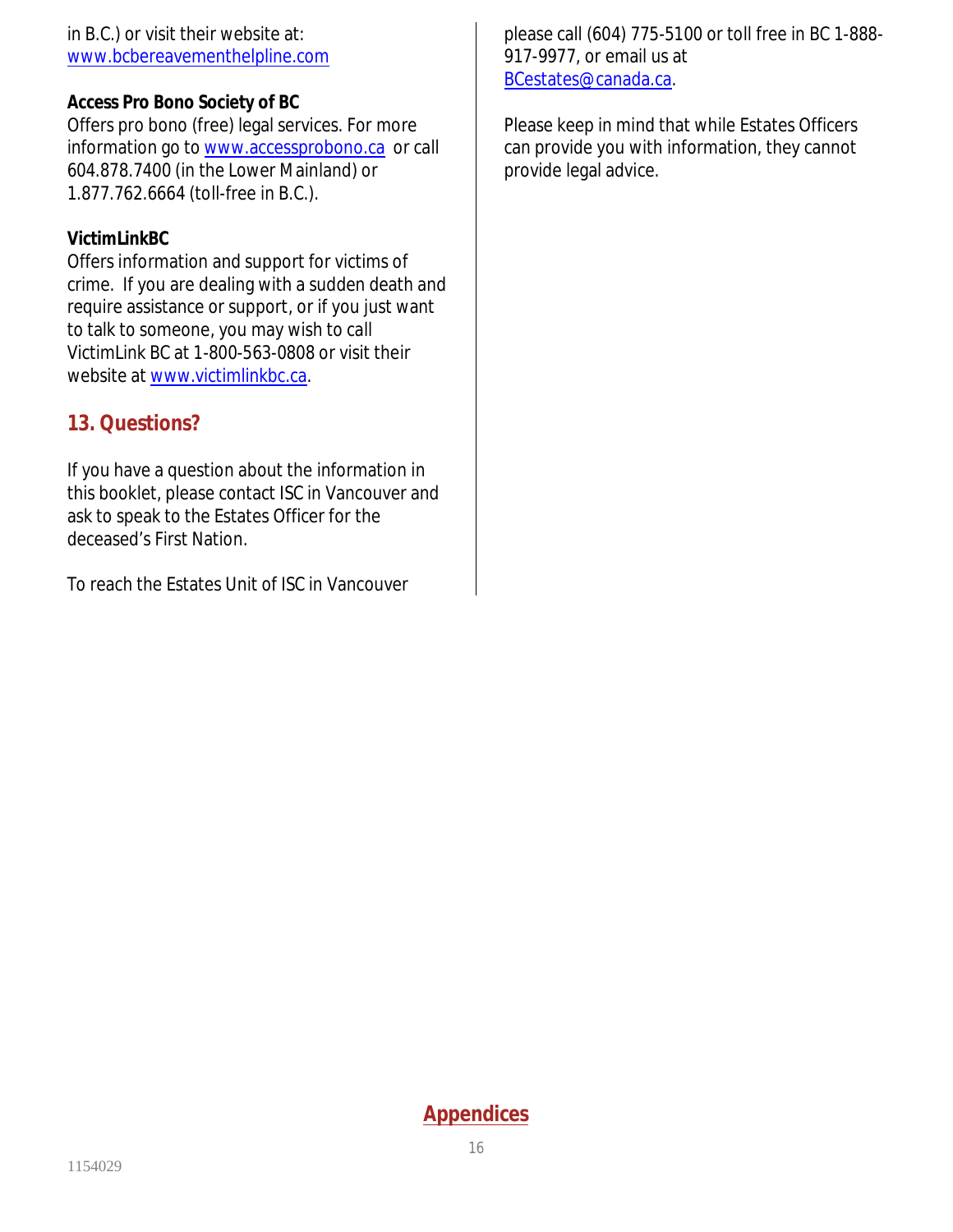in B.C.) or visit their website at: www.bcbereavementhelpline.com

**Access Pro Bono Society of BC**
Offers pro bono (free) legal services. For more information go to www.accessprobono.ca or call 604.878.7400 (in the Lower Mainland) or 1.877.762.6664 (toll-free in B.C.).

**VictimLinkBC**
Offers information and support for victims of crime. If you are dealing with a sudden death and require assistance or support, or if you just want to talk to someone, you may wish to call VictimLink BC at 1-800-563-0808 or visit their website at www.victimlinkbc.ca.

## 13. Questions?

If you have a question about the information in this booklet, please contact ISC in Vancouver and ask to speak to the Estates Officer for the deceased's First Nation.

To reach the Estates Unit of ISC in Vancouver please call (604) 775-5100 or toll free in BC 1-888-917-9977, or email us at BCestates@canada.ca.

Please keep in mind that while Estates Officers can provide you with information, they cannot provide legal advice.

## Appendices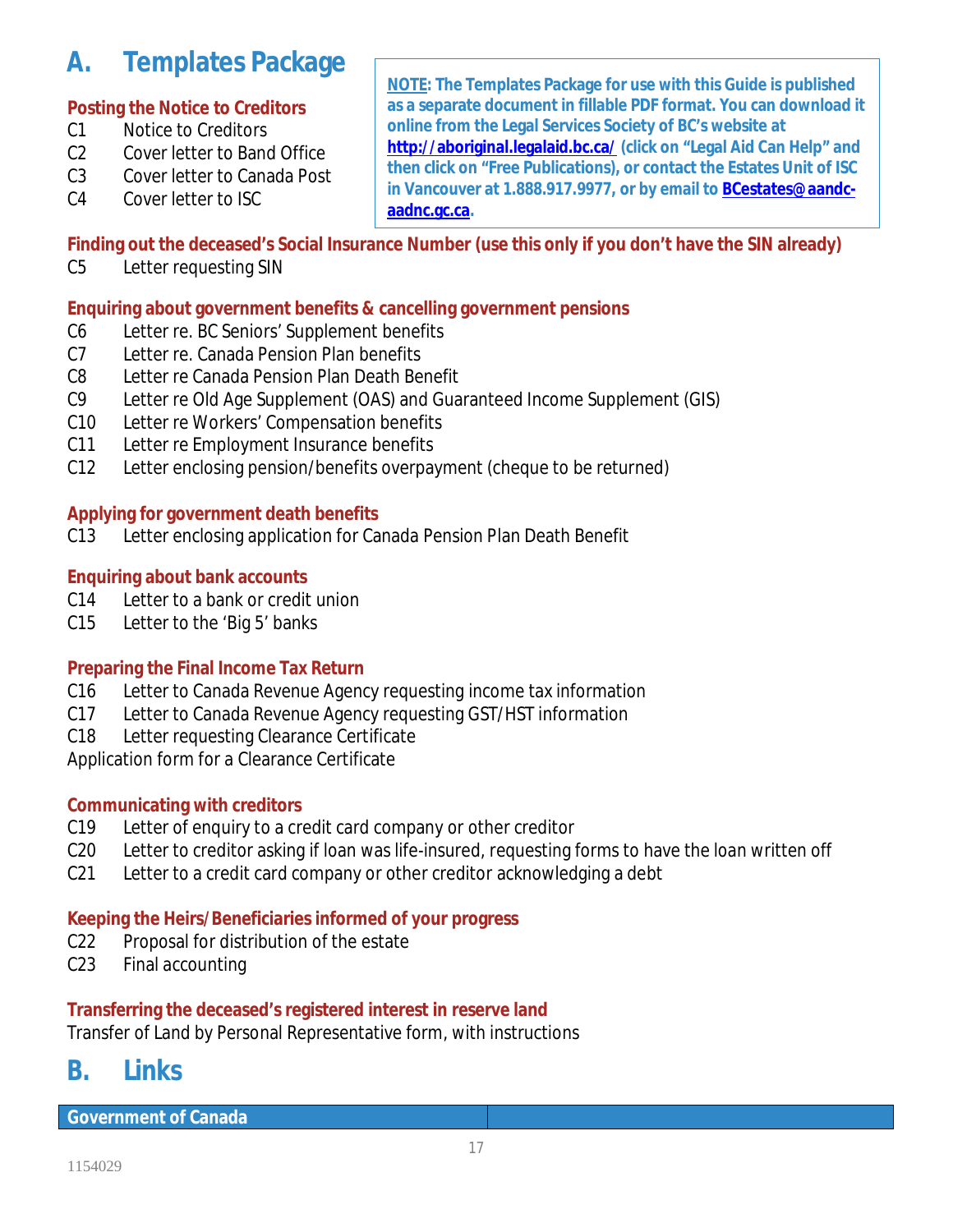# A. Templates Package

> **NOTE: The Templates Package for use with this Guide is published as a separate document in fillable PDF format. You can download it online from the Legal Services Society of BC's website at http://aboriginal.legalaid.bc.ca/ (click on "Legal Aid Can Help" and then click on "Free Publications), or contact the Estates Unit of ISC in Vancouver at 1.888.917.9977, or by email to BCestates@aandc-aadnc.gc.ca.**

### Posting the Notice to Creditors

- C1 Notice to Creditors
- C2 Cover letter to Band Office
- C3 Cover letter to Canada Post
- C4 Cover letter to ISC

### Finding out the deceased's Social Insurance Number (use this only if you don't have the SIN already)

- C5 Letter requesting SIN

### Enquiring about government benefits & cancelling government pensions

- C6 Letter re. BC Seniors' Supplement benefits
- C7 Letter re. Canada Pension Plan benefits
- C8 Letter re Canada Pension Plan Death Benefit
- C9 Letter re Old Age Supplement (OAS) and Guaranteed Income Supplement (GIS)
- C10 Letter re Workers' Compensation benefits
- C11 Letter re Employment Insurance benefits
- C12 Letter enclosing pension/benefits overpayment (cheque to be returned)

### Applying for government death benefits

- C13 Letter enclosing application for Canada Pension Plan Death Benefit

### Enquiring about bank accounts

- C14 Letter to a bank or credit union
- C15 Letter to the 'Big 5' banks

### Preparing the Final Income Tax Return

- C16 Letter to Canada Revenue Agency requesting income tax information
- C17 Letter to Canada Revenue Agency requesting GST/HST information
- C18 Letter requesting Clearance Certificate

Application form for a Clearance Certificate

### Communicating with creditors

- C19 Letter of enquiry to a credit card company or other creditor
- C20 Letter to creditor asking if loan was life-insured, requesting forms to have the loan written off
- C21 Letter to a credit card company or other creditor acknowledging a debt

### Keeping the Heirs/Beneficiaries informed of your progress

- C22 Proposal for distribution of the estate
- C23 Final accounting

### Transferring the deceased's registered interest in reserve land

Transfer of Land by Personal Representative form, with instructions

# B. Links

| Government of Canada | |
|---|---|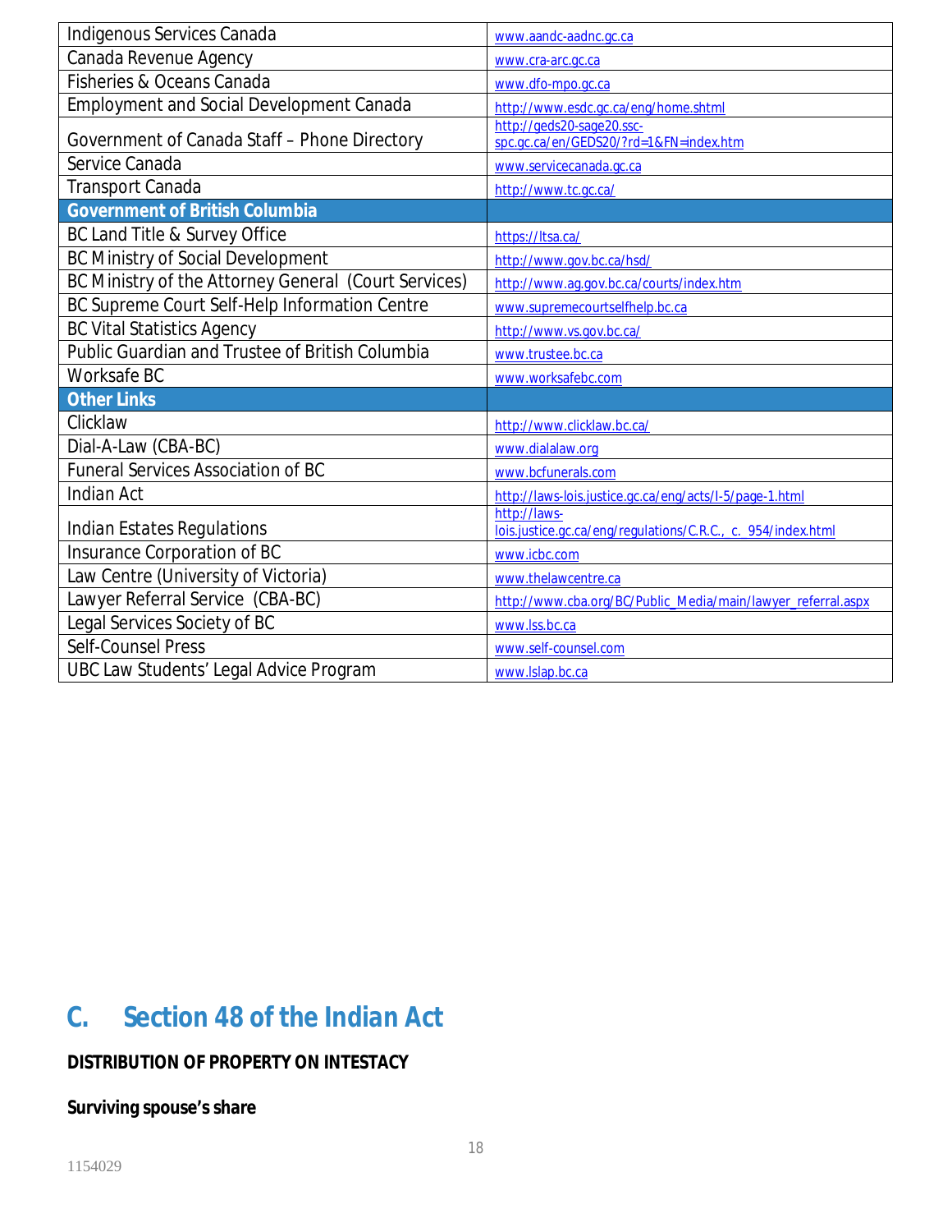| | |
|---|---|
| Indigenous Services Canada | www.aandc-aadnc.gc.ca |
| Canada Revenue Agency | www.cra-arc.gc.ca |
| Fisheries & Oceans Canada | www.dfo-mpo.gc.ca |
| Employment and Social Development Canada | http://www.esdc.gc.ca/eng/home.shtml |
| Government of Canada Staff – Phone Directory | http://geds20-sage20.ssc-spc.gc.ca/en/GEDS20/?rd=1&FN=index.htm |
| Service Canada | www.servicecanada.gc.ca |
| Transport Canada | http://www.tc.gc.ca/ |
| **Government of British Columbia** | |
| BC Land Title & Survey Office | https://ltsa.ca/ |
| BC Ministry of Social Development | http://www.gov.bc.ca/hsd/ |
| BC Ministry of the Attorney General (Court Services) | http://www.ag.gov.bc.ca/courts/index.htm |
| BC Supreme Court Self-Help Information Centre | www.supremecourtselfhelp.bc.ca |
| BC Vital Statistics Agency | http://www.vs.gov.bc.ca/ |
| Public Guardian and Trustee of British Columbia | www.trustee.bc.ca |
| Worksafe BC | www.worksafebc.com |
| **Other Links** | |
| Clicklaw | http://www.clicklaw.bc.ca/ |
| Dial-A-Law (CBA-BC) | www.dialalaw.org |
| Funeral Services Association of BC | www.bcfunerals.com |
| Indian Act | http://laws-lois.justice.gc.ca/eng/acts/I-5/page-1.html |
| Indian Estates Regulations | http://laws-lois.justice.gc.ca/eng/regulations/C.R.C., c. 954/index.html |
| Insurance Corporation of BC | www.icbc.com |
| Law Centre (University of Victoria) | www.thelawcentre.ca |
| Lawyer Referral Service (CBA-BC) | http://www.cba.org/BC/Public_Media/main/lawyer_referral.aspx |
| Legal Services Society of BC | www.lss.bc.ca |
| Self-Counsel Press | www.self-counsel.com |
| UBC Law Students' Legal Advice Program | www.lslap.bc.ca |

# C. Section 48 of the Indian Act

**DISTRIBUTION OF PROPERTY ON INTESTACY**

**Surviving spouse's share**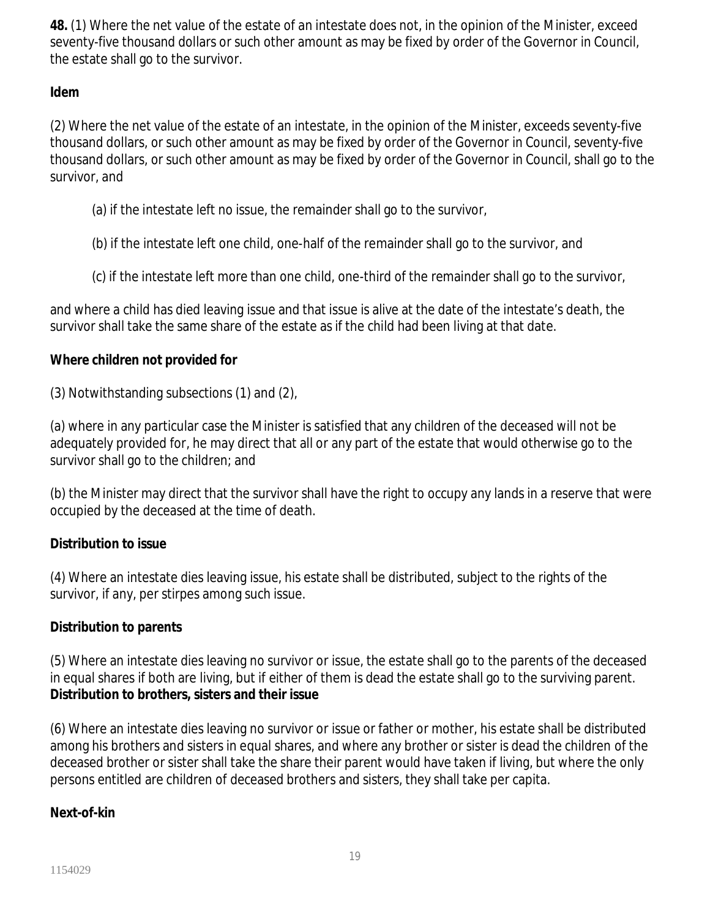**48.** (1) Where the net value of the estate of an intestate does not, in the opinion of the Minister, exceed seventy-five thousand dollars or such other amount as may be fixed by order of the Governor in Council, the estate shall go to the survivor.

**Idem**

(2) Where the net value of the estate of an intestate, in the opinion of the Minister, exceeds seventy-five thousand dollars, or such other amount as may be fixed by order of the Governor in Council, seventy-five thousand dollars, or such other amount as may be fixed by order of the Governor in Council, shall go to the survivor, and

(a) if the intestate left no issue, the remainder shall go to the survivor,

(b) if the intestate left one child, one-half of the remainder shall go to the survivor, and

(c) if the intestate left more than one child, one-third of the remainder shall go to the survivor,

and where a child has died leaving issue and that issue is alive at the date of the intestate's death, the survivor shall take the same share of the estate as if the child had been living at that date.

**Where children not provided for**

(3) Notwithstanding subsections (1) and (2),

(a) where in any particular case the Minister is satisfied that any children of the deceased will not be adequately provided for, he may direct that all or any part of the estate that would otherwise go to the survivor shall go to the children; and

(b) the Minister may direct that the survivor shall have the right to occupy any lands in a reserve that were occupied by the deceased at the time of death.

**Distribution to issue**

(4) Where an intestate dies leaving issue, his estate shall be distributed, subject to the rights of the survivor, if any, per stirpes among such issue.

**Distribution to parents**

(5) Where an intestate dies leaving no survivor or issue, the estate shall go to the parents of the deceased in equal shares if both are living, but if either of them is dead the estate shall go to the surviving parent.

**Distribution to brothers, sisters and their issue**

(6) Where an intestate dies leaving no survivor or issue or father or mother, his estate shall be distributed among his brothers and sisters in equal shares, and where any brother or sister is dead the children of the deceased brother or sister shall take the share their parent would have taken if living, but where the only persons entitled are children of deceased brothers and sisters, they shall take per capita.

**Next-of-kin**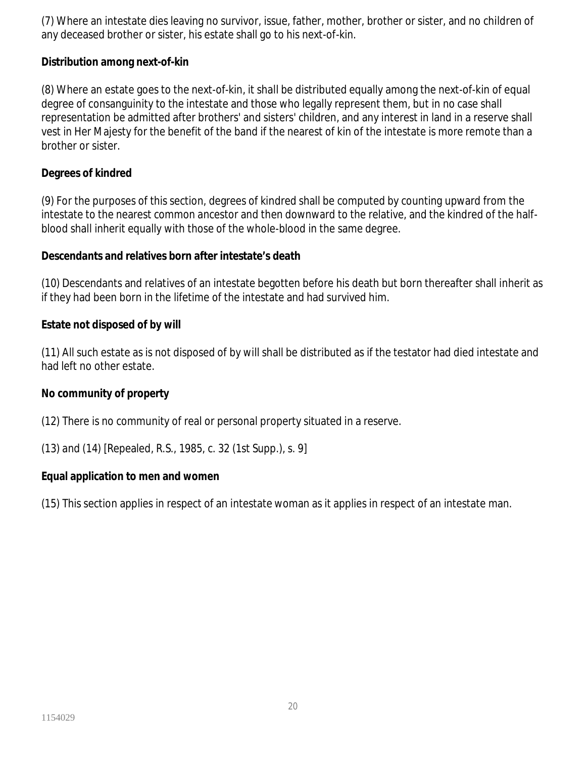(7) Where an intestate dies leaving no survivor, issue, father, mother, brother or sister, and no children of any deceased brother or sister, his estate shall go to his next-of-kin.

**Distribution among next-of-kin**

(8) Where an estate goes to the next-of-kin, it shall be distributed equally among the next-of-kin of equal degree of consanguinity to the intestate and those who legally represent them, but in no case shall representation be admitted after brothers' and sisters' children, and any interest in land in a reserve shall vest in Her Majesty for the benefit of the band if the nearest of kin of the intestate is more remote than a brother or sister.

**Degrees of kindred**

(9) For the purposes of this section, degrees of kindred shall be computed by counting upward from the intestate to the nearest common ancestor and then downward to the relative, and the kindred of the half-blood shall inherit equally with those of the whole-blood in the same degree.

**Descendants and relatives born after intestate's death**

(10) Descendants and relatives of an intestate begotten before his death but born thereafter shall inherit as if they had been born in the lifetime of the intestate and had survived him.

**Estate not disposed of by will**

(11) All such estate as is not disposed of by will shall be distributed as if the testator had died intestate and had left no other estate.

**No community of property**

(12) There is no community of real or personal property situated in a reserve.

(13) and (14) [Repealed, R.S., 1985, c. 32 (1st Supp.), s. 9]

**Equal application to men and women**

(15) This section applies in respect of an intestate woman as it applies in respect of an intestate man.

1154029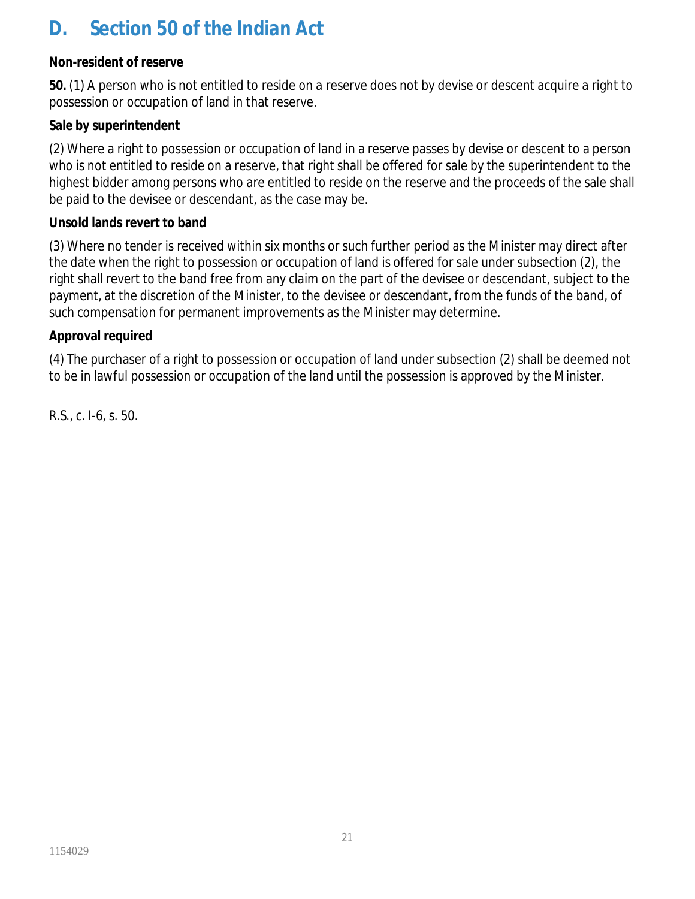## D. Section 50 of the Indian Act

**Non-resident of reserve**

**50.** (1) A person who is not entitled to reside on a reserve does not by devise or descent acquire a right to possession or occupation of land in that reserve.

**Sale by superintendent**

(2) Where a right to possession or occupation of land in a reserve passes by devise or descent to a person who is not entitled to reside on a reserve, that right shall be offered for sale by the superintendent to the highest bidder among persons who are entitled to reside on the reserve and the proceeds of the sale shall be paid to the devisee or descendant, as the case may be.

**Unsold lands revert to band**

(3) Where no tender is received within six months or such further period as the Minister may direct after the date when the right to possession or occupation of land is offered for sale under subsection (2), the right shall revert to the band free from any claim on the part of the devisee or descendant, subject to the payment, at the discretion of the Minister, to the devisee or descendant, from the funds of the band, of such compensation for permanent improvements as the Minister may determine.

**Approval required**

(4) The purchaser of a right to possession or occupation of land under subsection (2) shall be deemed not to be in lawful possession or occupation of the land until the possession is approved by the Minister.

R.S., c. I-6, s. 50.

1154029